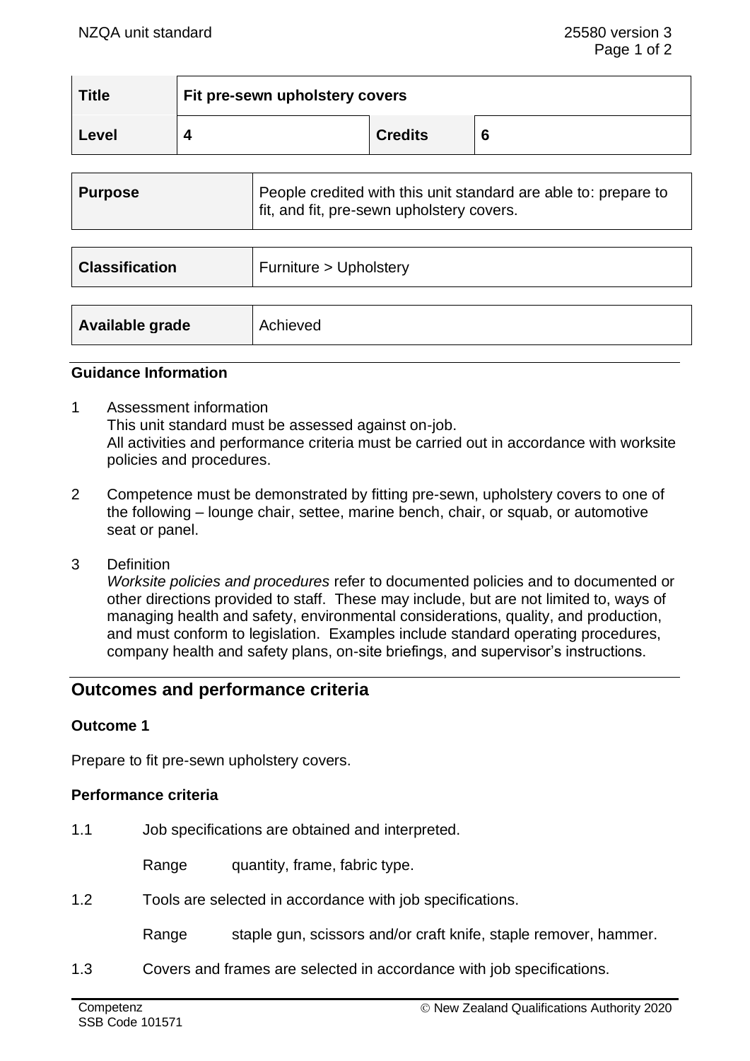| Title | Fit pre-sewn upholstery covers | | |
|---|---|---|---|
| Level | 4 | Credits | 6 |

| Purpose | People credited with this unit standard are able to: prepare to fit, and fit, pre-sewn upholstery covers. |
|---|---|

| Classification | Furniture > Upholstery |
|---|---|

| Available grade | Achieved |
|---|---|

### Guidance Information

1. Assessment information
   This unit standard must be assessed against on-job.
   All activities and performance criteria must be carried out in accordance with worksite policies and procedures.

2. Competence must be demonstrated by fitting pre-sewn, upholstery covers to one of the following – lounge chair, settee, marine bench, chair, or squab, or automotive seat or panel.

3. Definition
   *Worksite policies and procedures* refer to documented policies and to documented or other directions provided to staff. These may include, but are not limited to, ways of managing health and safety, environmental considerations, quality, and production, and must conform to legislation. Examples include standard operating procedures, company health and safety plans, on-site briefings, and supervisor's instructions.

## Outcomes and performance criteria

### Outcome 1

Prepare to fit pre-sewn upholstery covers.

### Performance criteria

1.1 Job specifications are obtained and interpreted.

Range quantity, frame, fabric type.

1.2 Tools are selected in accordance with job specifications.

Range staple gun, scissors and/or craft knife, staple remover, hammer.

1.3 Covers and frames are selected in accordance with job specifications.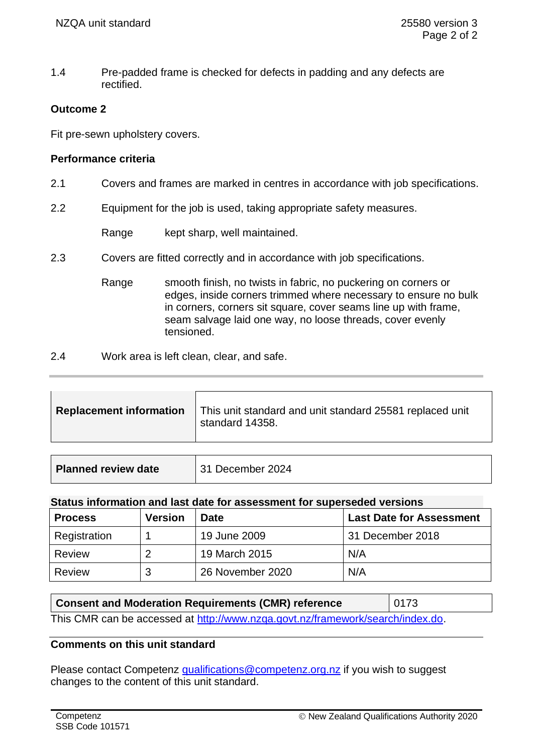1.4 Pre-padded frame is checked for defects in padding and any defects are rectified.

**Outcome 2**

Fit pre-sewn upholstery covers.

**Performance criteria**

2.1 Covers and frames are marked in centres in accordance with job specifications.

2.2 Equipment for the job is used, taking appropriate safety measures.

Range kept sharp, well maintained.

2.3 Covers are fitted correctly and in accordance with job specifications.

Range smooth finish, no twists in fabric, no puckering on corners or edges, inside corners trimmed where necessary to ensure no bulk in corners, corners sit square, cover seams line up with frame, seam salvage laid one way, no loose threads, cover evenly tensioned.

2.4 Work area is left clean, clear, and safe.

| | |
|---|---|
| **Replacement information** | This unit standard and unit standard 25581 replaced unit standard 14358. |

| | |
|---|---|
| **Planned review date** | 31 December 2024 |

**Status information and last date for assessment for superseded versions**

| Process | Version | Date | Last Date for Assessment |
|---|---|---|---|
| Registration | 1 | 19 June 2009 | 31 December 2018 |
| Review | 2 | 19 March 2015 | N/A |
| Review | 3 | 26 November 2020 | N/A |

| | |
|---|---|
| **Consent and Moderation Requirements (CMR) reference** | 0173 |

This CMR can be accessed at http://www.nzqa.govt.nz/framework/search/index.do.

**Comments on this unit standard**

Please contact Competenz qualifications@competenz.org.nz if you wish to suggest changes to the content of this unit standard.